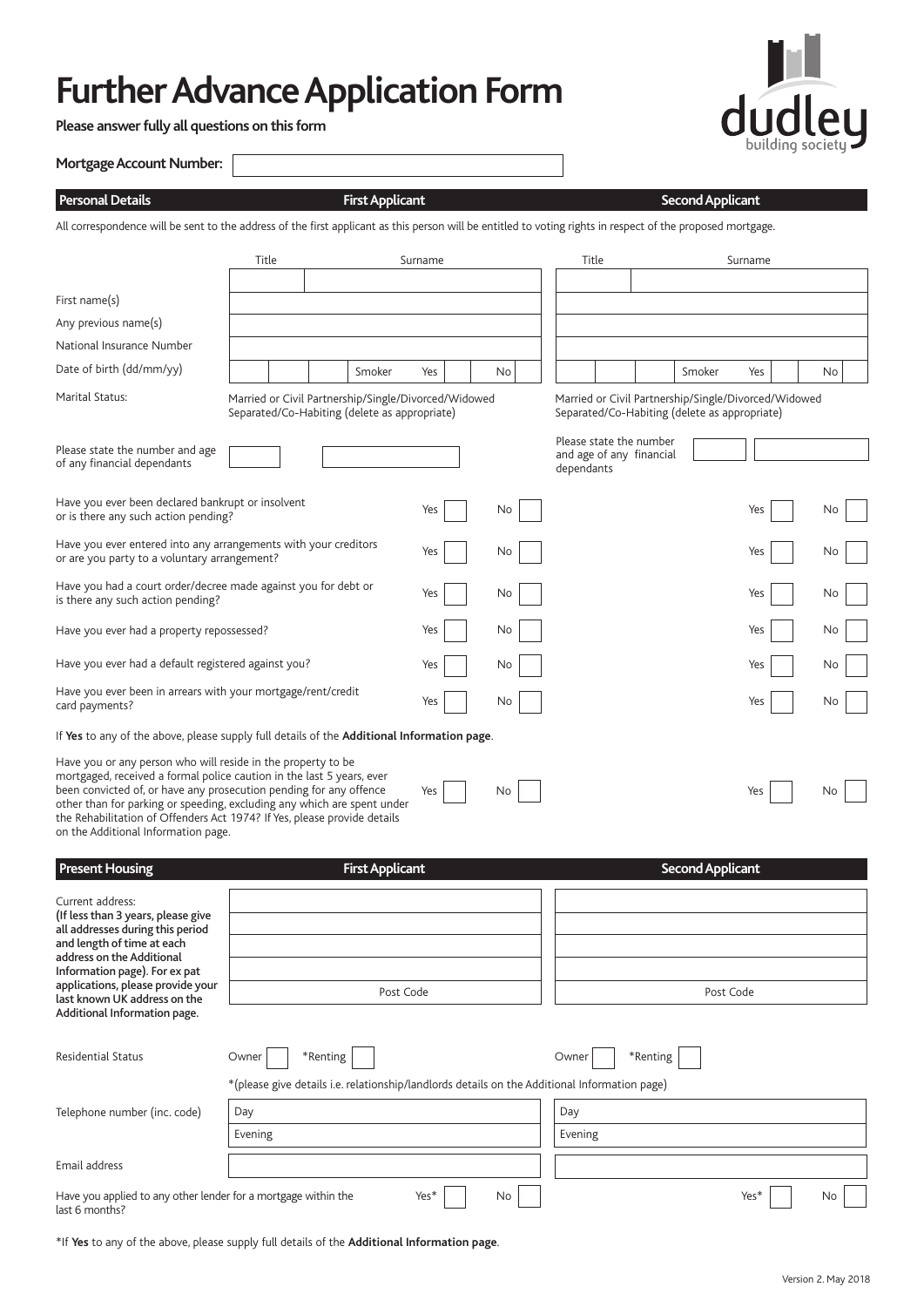# Further Advance Application Form

**Please answer fully all questions on this form**

**Mortgage Account Number:**

| Personal Details | First Applicant | Second Applicant |
|---|---|---|

All correspondence will be sent to the address of the first applicant as this person will be entitled to voting rights in respect of the proposed mortgage.

| | First Applicant | Second Applicant |
|---|---|---|
| Title / Surname | | |
| First name(s) | | |
| Any previous name(s) | | |
| National Insurance Number | | |
| Date of birth (dd/mm/yy) | Smoker Yes No | Smoker Yes No |
| Marital Status: | Married or Civil Partnership/Single/Divorced/Widowed Separated/Co-Habiting (delete as appropriate) | Married or Civil Partnership/Single/Divorced/Widowed Separated/Co-Habiting (delete as appropriate) |
| Please state the number and age of any financial dependants | | Please state the number and age of any financial dependants |
| Have you ever been declared bankrupt or insolvent or is there any such action pending? | Yes No | Yes No |
| Have you ever entered into any arrangements with your creditors or are you party to a voluntary arrangement? | Yes No | Yes No |
| Have you had a court order/decree made against you for debt or is there any such action pending? | Yes No | Yes No |
| Have you ever had a property repossessed? | Yes No | Yes No |
| Have you ever had a default registered against you? | Yes No | Yes No |
| Have you ever been in arrears with your mortgage/rent/credit card payments? | Yes No | Yes No |

If **Yes** to any of the above, please supply full details of the **Additional Information page**.

| | First Applicant | Second Applicant |
|---|---|---|
| Have you or any person who will reside in the property to be mortgaged, received a formal police caution in the last 5 years, ever been convicted of, or have any prosecution pending for any offence other than for parking or speeding, excluding any which are spent under the Rehabilitation of Offenders Act 1974? If Yes, please provide details on the Additional Information page. | Yes No | Yes No |

| Present Housing | First Applicant | Second Applicant |
|---|---|---|
| Current address: **(If less than 3 years, please give all addresses during this period and length of time at each address on the Additional Information page). For ex pat applications, please provide your last known UK address on the Additional Information page.** | Post Code | Post Code |
| Residential Status | Owner *Renting | Owner *Renting |
| | *(please give details i.e. relationship/landlords details on the Additional Information page) | |
| Telephone number (inc. code) | Day<br>Evening | Day<br>Evening |
| Email address | | |
| Have you applied to any other lender for a mortgage within the last 6 months? | Yes* No | Yes* No |

*If **Yes** to any of the above, please supply full details of the **Additional Information page**.

Version 2. May 2018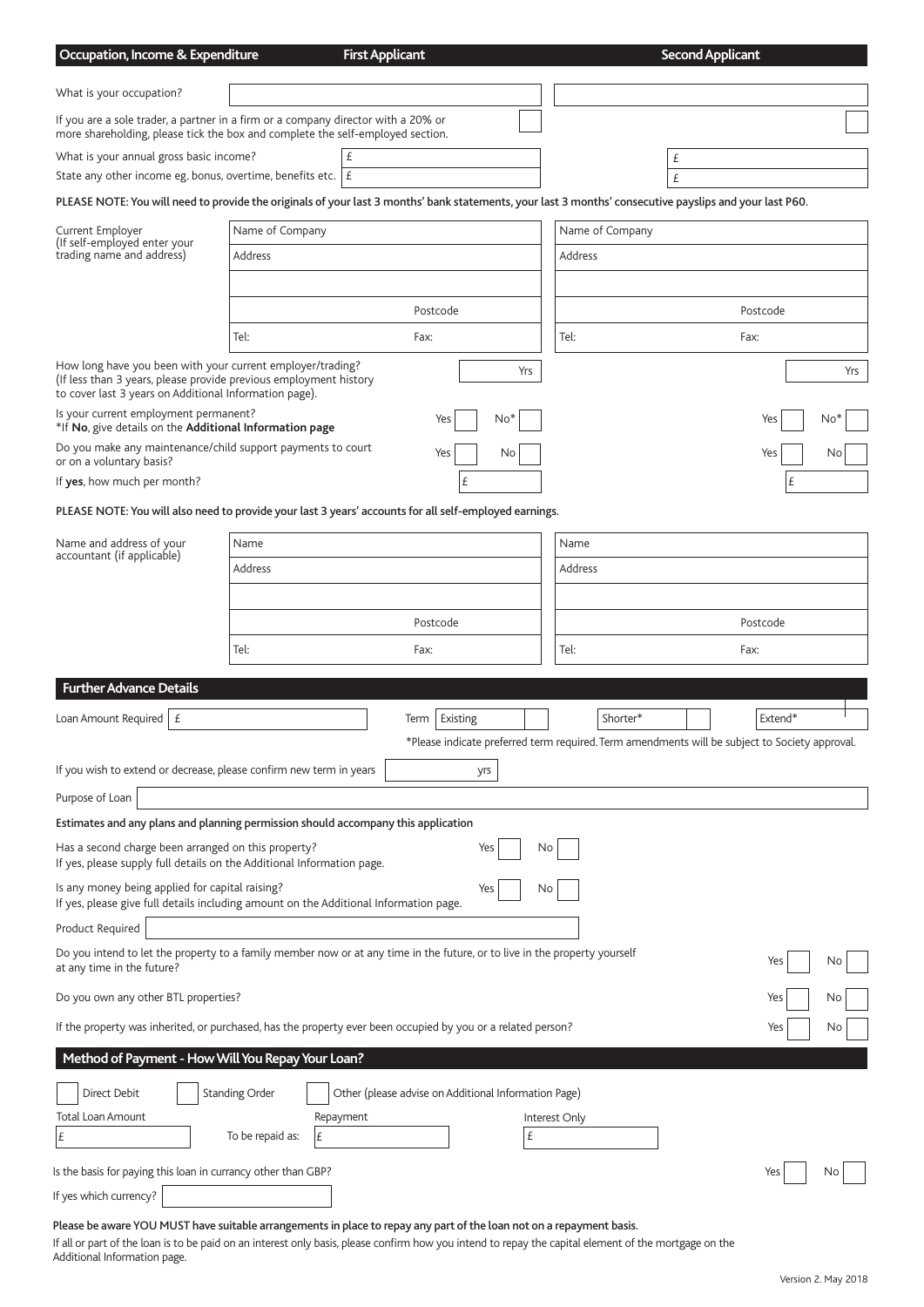## Occupation, Income & Expenditure

| | First Applicant | Second Applicant |
|---|---|---|
| What is your occupation? | | |
| If you are a sole trader, a partner in a firm or a company director with a 20% or more shareholding, please tick the box and complete the self-employed section. | ☐ | ☐ |
| What is your annual gross basic income? | £ | £ |
| State any other income eg. bonus, overtime, benefits etc. | £ | £ |

**PLEASE NOTE: You will need to provide the originals of your last 3 months' bank statements, your last 3 months' consecutive payslips and your last P60.**

| | First Applicant | Second Applicant |
|---|---|---|
| Current Employer (If self-employed enter your trading name and address) | Name of Company | Name of Company |
| | Address | Address |
| | | |
| | Postcode | Postcode |
| | Tel: Fax: | Tel: Fax: |
| How long have you been with your current employer/trading? (If less than 3 years, please provide previous employment history to cover last 3 years on Additional Information page). | Yrs | Yrs |
| Is your current employment permanent? *If **No**, give details on the **Additional Information page** | Yes ☐ No* ☐ | Yes ☐ No* ☐ |
| Do you make any maintenance/child support payments to court or on a voluntary basis? | Yes ☐ No ☐ | Yes ☐ No ☐ |
| If **yes**, how much per month? | £ | £ |

**PLEASE NOTE: You will also need to provide your last 3 years' accounts for all self-employed earnings.**

| | First Applicant | Second Applicant |
|---|---|---|
| Name and address of your accountant (if applicable) | Name | Name |
| | Address | Address |
| | | |
| | Postcode | Postcode |
| | Tel: Fax: | Tel: Fax: |

## Further Advance Details

Loan Amount Required £ ______ Term Existing ☐ Shorter* ☐ Extend* ☐

*Please indicate preferred term required. Term amendments will be subject to Society approval.

If you wish to extend or decrease, please confirm new term in years ______ yrs

Purpose of Loan ______

**Estimates and any plans and planning permission should accompany this application**

Has a second charge been arranged on this property? Yes ☐ No ☐
If yes, please supply full details on the Additional Information page.

Is any money being applied for capital raising? Yes ☐ No ☐
If yes, please give full details including amount on the Additional Information page.

Product Required ______

Do you intend to let the property to a family member now or at any time in the future, or to live in the property yourself at any time in the future? Yes ☐ No ☐

Do you own any other BTL properties? Yes ☐ No ☐

If the property was inherited, or purchased, has the property ever been occupied by you or a related person? Yes ☐ No ☐

## Method of Payment - How Will You Repay Your Loan?

☐ Direct Debit ☐ Standing Order ☐ Other (please advise on Additional Information Page)

| Total Loan Amount | | Repayment | Interest Only |
|---|---|---|---|
| £ | To be repaid as: | £ | £ |

Is the basis for paying this loan in currency other than GBP? Yes ☐ No ☐

If yes which currency? ______

**Please be aware YOU MUST have suitable arrangements in place to repay any part of the loan not on a repayment basis.**

If all or part of the loan is to be paid on an interest only basis, please confirm how you intend to repay the capital element of the mortgage on the Additional Information page.

Version 2. May 2018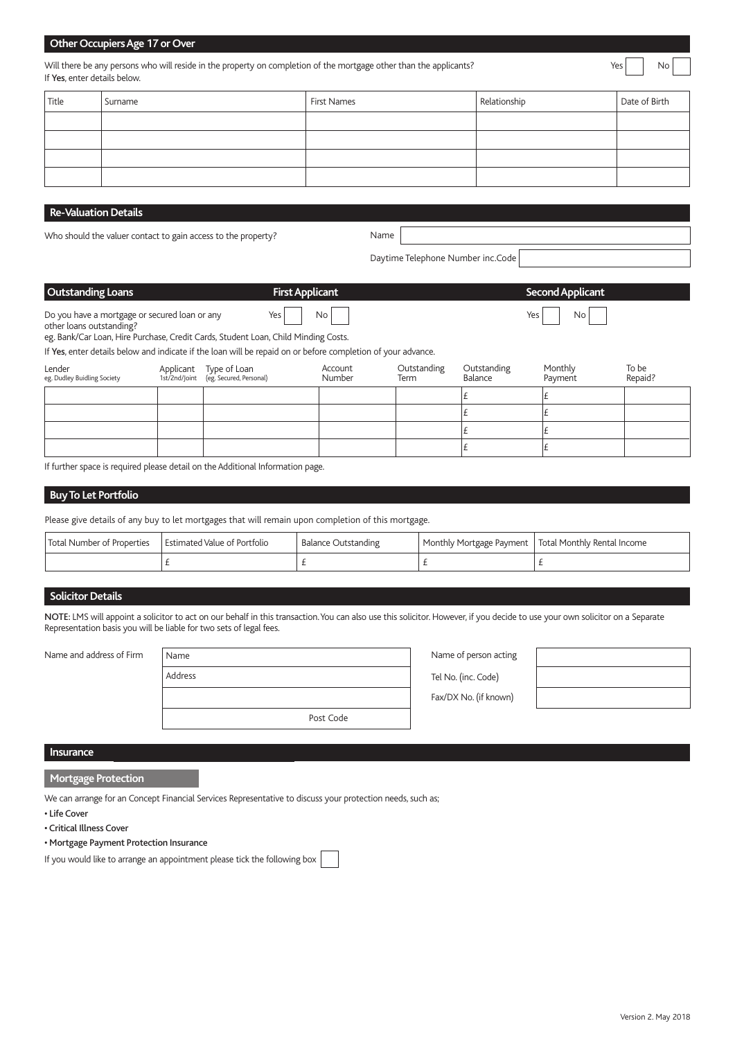## Other Occupiers Age 17 or Over

Will there be any persons who will reside in the property on completion of the mortgage other than the applicants? Yes ☐ No ☐

If **Yes**, enter details below.

| Title | Surname | First Names | Relationship | Date of Birth |
|---|---|---|---|---|
| | | | | |
| | | | | |
| | | | | |
| | | | | |

## Re-Valuation Details

Who should the valuer contact to gain access to the property?

Name

Daytime Telephone Number inc.Code

## Outstanding Loans

| | First Applicant | Second Applicant |
|---|---|---|
| Do you have a mortgage or secured loan or any other loans outstanding? | Yes ☐ No ☐ | Yes ☐ No ☐ |

eg. Bank/Car Loan, Hire Purchase, Credit Cards, Student Loan, Child Minding Costs.

If **Yes**, enter details below and indicate if the loan will be repaid on or before completion of your advance.

| Lender eg. Dudley Buidling Society | Applicant 1st/2nd/Joint | Type of Loan (eg. Secured, Personal) | Account Number | Outstanding Term | Outstanding Balance | Monthly Payment | To be Repaid? |
|---|---|---|---|---|---|---|---|
| | | | | | £ | £ | |
| | | | | | £ | £ | |
| | | | | | £ | £ | |
| | | | | | £ | £ | |

If further space is required please detail on the Additional Information page.

## Buy To Let Portfolio

Please give details of any buy to let mortgages that will remain upon completion of this mortgage.

| Total Number of Properties | Estimated Value of Portfolio | Balance Outstanding | Monthly Mortgage Payment | Total Monthly Rental Income |
|---|---|---|---|---|
| | £ | £ | £ | £ |

## Solicitor Details

**NOTE:** LMS will appoint a solicitor to act on our behalf in this transaction. You can also use this solicitor. However, if you decide to use your own solicitor on a Separate Representation basis you will be liable for two sets of legal fees.

Name and address of Firm

Name

Address

Post Code

Name of person acting

Tel No. (inc. Code)

Fax/DX No. (if known)

## Insurance

### Mortgage Protection

We can arrange for an Concept Financial Services Representative to discuss your protection needs, such as;

- **Life Cover**
- **Critical Illness Cover**
- **Mortgage Payment Protection Insurance**

If you would like to arrange an appointment please tick the following box ☐

Version 2. May 2018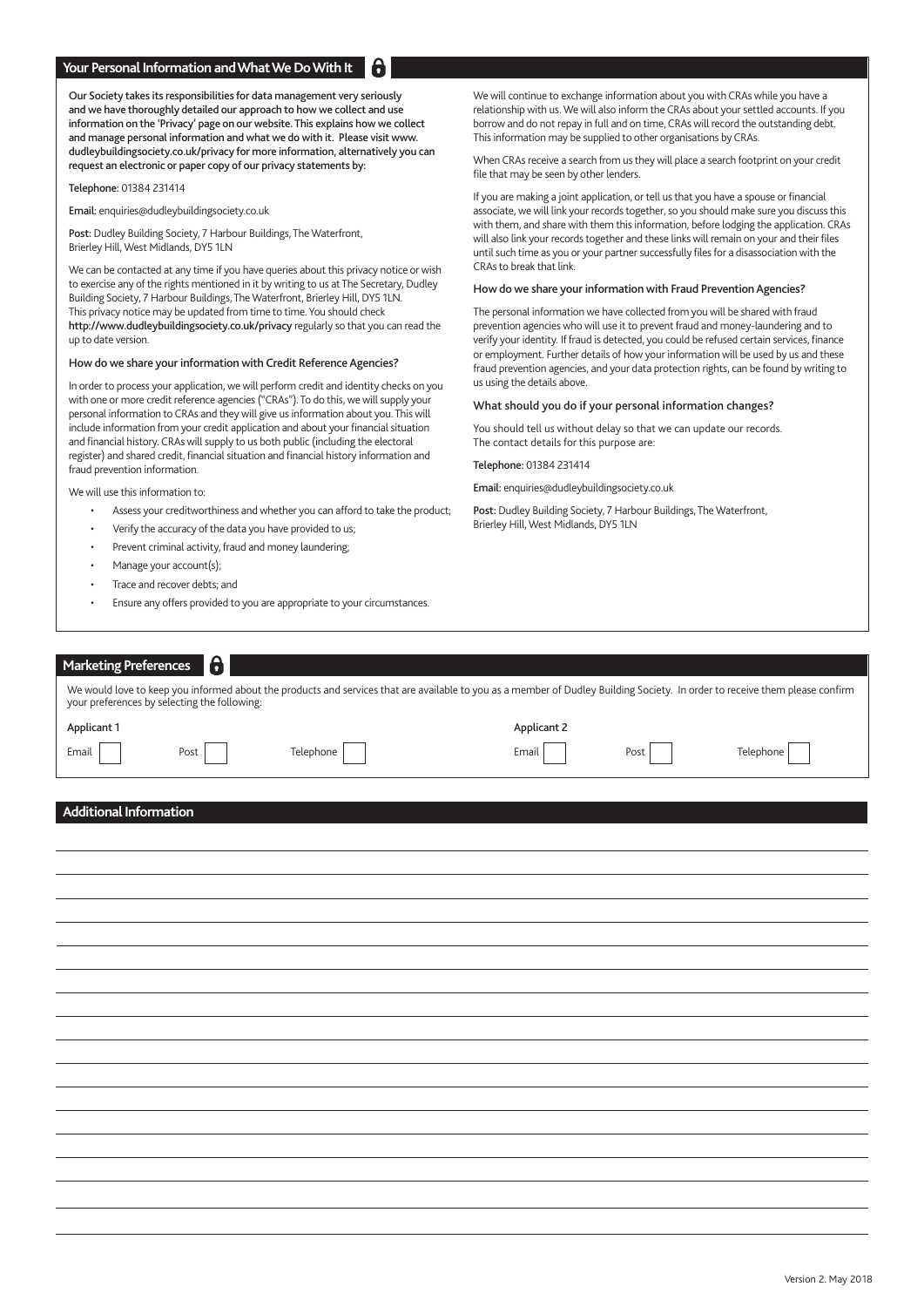## Your Personal Information and What We Do With It

**Our Society takes its responsibilities for data management very seriously and we have thoroughly detailed our approach to how we collect and use information on the 'Privacy' page on our website. This explains how we collect and manage personal information and what we do with it. Please visit www.dudleybuildingsociety.co.uk/privacy for more information, alternatively you can request an electronic or paper copy of our privacy statements by:**

**Telephone:** 01384 231414

**Email:** enquiries@dudleybuildingsociety.co.uk

**Post:** Dudley Building Society, 7 Harbour Buildings, The Waterfront, Brierley Hill, West Midlands, DY5 1LN

We can be contacted at any time if you have queries about this privacy notice or wish to exercise any of the rights mentioned in it by writing to us at The Secretary, Dudley Building Society, 7 Harbour Buildings, The Waterfront, Brierley Hill, DY5 1LN. This privacy notice may be updated from time to time. You should check **http://www.dudleybuildingsociety.co.uk/privacy** regularly so that you can read the up to date version.

### How do we share your information with Credit Reference Agencies?

In order to process your application, we will perform credit and identity checks on you with one or more credit reference agencies ("CRAs"). To do this, we will supply your personal information to CRAs and they will give us information about you. This will include information from your credit application and about your financial situation and financial history. CRAs will supply to us both public (including the electoral register) and shared credit, financial situation and financial history information and fraud prevention information.

We will use this information to:

- Assess your creditworthiness and whether you can afford to take the product;
- Verify the accuracy of the data you have provided to us;
- Prevent criminal activity, fraud and money laundering;
- Manage your account(s);
- Trace and recover debts; and
- Ensure any offers provided to you are appropriate to your circumstances.

We will continue to exchange information about you with CRAs while you have a relationship with us. We will also inform the CRAs about your settled accounts. If you borrow and do not repay in full and on time, CRAs will record the outstanding debt. This information may be supplied to other organisations by CRAs.

When CRAs receive a search from us they will place a search footprint on your credit file that may be seen by other lenders.

If you are making a joint application, or tell us that you have a spouse or financial associate, we will link your records together, so you should make sure you discuss this with them, and share with them this information, before lodging the application. CRAs will also link your records together and these links will remain on your and their files until such time as you or your partner successfully files for a disassociation with the CRAs to break that link.

### How do we share your information with Fraud Prevention Agencies?

The personal information we have collected from you will be shared with fraud prevention agencies who will use it to prevent fraud and money-laundering and to verify your identity. If fraud is detected, you could be refused certain services, finance or employment. Further details of how your information will be used by us and these fraud prevention agencies, and your data protection rights, can be found by writing to us using the details above.

### What should you do if your personal information changes?

You should tell us without delay so that we can update our records. The contact details for this purpose are:

**Telephone:** 01384 231414

**Email:** enquiries@dudleybuildingsociety.co.uk

**Post:** Dudley Building Society, 7 Harbour Buildings, The Waterfront, Brierley Hill, West Midlands, DY5 1LN

## Marketing Preferences

We would love to keep you informed about the products and services that are available to you as a member of Dudley Building Society. In order to receive them please confirm your preferences by selecting the following:

| Applicant 1 | | | Applicant 2 | | |
|---|---|---|---|---|---|
| Email ☐ | Post ☐ | Telephone ☐ | Email ☐ | Post ☐ | Telephone ☐ |

## Additional Information

Version 2. May 2018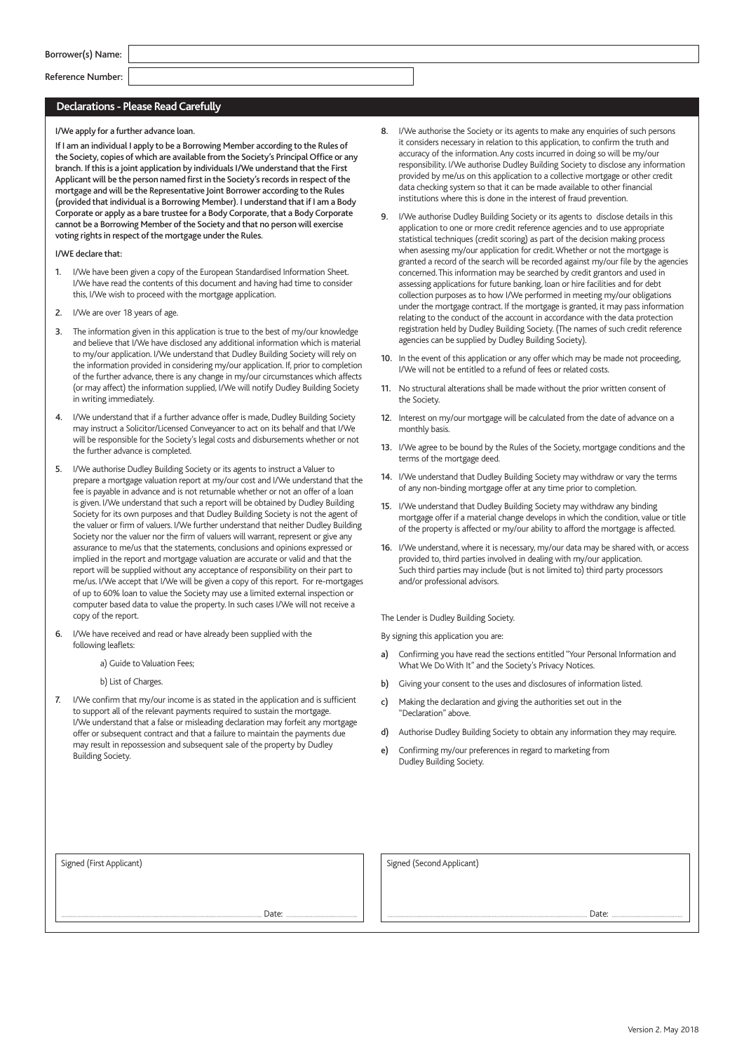Borrower(s) Name:

Reference Number:

## Declarations - Please Read Carefully

**I/We apply for a further advance loan.**

**If I am an individual I apply to be a Borrowing Member according to the Rules of the Society, copies of which are available from the Society's Principal Office or any branch. If this is a joint application by individuals I/We understand that the First Applicant will be the person named first in the Society's records in respect of the mortgage and will be the Representative Joint Borrower according to the Rules (provided that individual is a Borrowing Member). I understand that if I am a Body Corporate or apply as a bare trustee for a Body Corporate, that a Body Corporate cannot be a Borrowing Member of the Society and that no person will exercise voting rights in respect of the mortgage under the Rules.**

**I/WE declare that:**

1. I/We have been given a copy of the European Standardised Information Sheet. I/We have read the contents of this document and having had time to consider this, I/We wish to proceed with the mortgage application.
2. I/We are over 18 years of age.
3. The information given in this application is true to the best of my/our knowledge and believe that I/We have disclosed any additional information which is material to my/our application. I/We understand that Dudley Building Society will rely on the information provided in considering my/our application. If, prior to completion of the further advance, there is any change in my/our circumstances which affects (or may affect) the information supplied, I/We will notify Dudley Building Society in writing immediately.
4. I/We understand that if a further advance offer is made, Dudley Building Society may instruct a Solicitor/Licensed Conveyancer to act on its behalf and that I/We will be responsible for the Society's legal costs and disbursements whether or not the further advance is completed.
5. I/We authorise Dudley Building Society or its agents to instruct a Valuer to prepare a mortgage valuation report at my/our cost and I/We understand that the fee is payable in advance and is not returnable whether or not an offer of a loan is given. I/We understand that such a report will be obtained by Dudley Building Society for its own purposes and that Dudley Building Society is not the agent of the valuer or firm of valuers. I/We further understand that neither Dudley Building Society nor the valuer nor the firm of valuers will warrant, represent or give any assurance to me/us that the statements, conclusions and opinions expressed or implied in the report and mortgage valuation are accurate or valid and that the report will be supplied without any acceptance of responsibility on their part to me/us. I/We accept that I/We will be given a copy of this report. For re-mortgages of up to 60% loan to value the Society may use a limited external inspection or computer based data to value the property. In such cases I/We will not receive a copy of the report.
6. I/We have received and read or have already been supplied with the following leaflets:

   a) Guide to Valuation Fees;

   b) List of Charges.
7. I/We confirm that my/our income is as stated in the application and is sufficient to support all of the relevant payments required to sustain the mortgage. I/We understand that a false or misleading declaration may forfeit any mortgage offer or subsequent contract and that a failure to maintain the payments due may result in repossession and subsequent sale of the property by Dudley Building Society.
8. I/We authorise the Society or its agents to make any enquiries of such persons it considers necessary in relation to this application, to confirm the truth and accuracy of the information. Any costs incurred in doing so will be my/our responsibility. I/We authorise Dudley Building Society to disclose any information provided by me/us on this application to a collective mortgage or other credit data checking system so that it can be made available to other financial institutions where this is done in the interest of fraud prevention.
9. I/We authorise Dudley Building Society or its agents to disclose details in this application to one or more credit reference agencies and to use appropriate statistical techniques (credit scoring) as part of the decision making process when asessing my/our application for credit. Whether or not the mortgage is granted a record of the search will be recorded against my/our file by the agencies concerned. This information may be searched by credit grantors and used in assessing applications for future banking, loan or hire facilities and for debt collection purposes as to how I/We performed in meeting my/our obligations under the mortgage contract. If the mortgage is granted, it may pass information relating to the conduct of the account in accordance with the data protection registration held by Dudley Building Society. (The names of such credit reference agencies can be supplied by Dudley Building Society).
10. In the event of this application or any offer which may be made not proceeding, I/We will not be entitled to a refund of fees or related costs.
11. No structural alterations shall be made without the prior written consent of the Society.
12. Interest on my/our mortgage will be calculated from the date of advance on a monthly basis.
13. I/We agree to be bound by the Rules of the Society, mortgage conditions and the terms of the mortgage deed.
14. I/We understand that Dudley Building Society may withdraw or vary the terms of any non-binding mortgage offer at any time prior to completion.
15. I/We understand that Dudley Building Society may withdraw any binding mortgage offer if a material change develops in which the condition, value or title of the property is affected or my/our ability to afford the mortgage is affected.
16. I/We understand, where it is necessary, my/our data may be shared with, or access provided to, third parties involved in dealing with my/our application. Such third parties may include (but is not limited to) third party processors and/or professional advisors.

The Lender is Dudley Building Society.

By signing this application you are:

a) Confirming you have read the sections entitled "Your Personal Information and What We Do With It" and the Society's Privacy Notices.

b) Giving your consent to the uses and disclosures of information listed.

c) Making the declaration and giving the authorities set out in the "Declaration" above.

d) Authorise Dudley Building Society to obtain any information they may require.

e) Confirming my/our preferences in regard to marketing from Dudley Building Society.

Signed (First Applicant)

.............................................................................................. Date: ..............................

Signed (Second Applicant)

.............................................................................................. Date: ..............................

Version 2. May 2018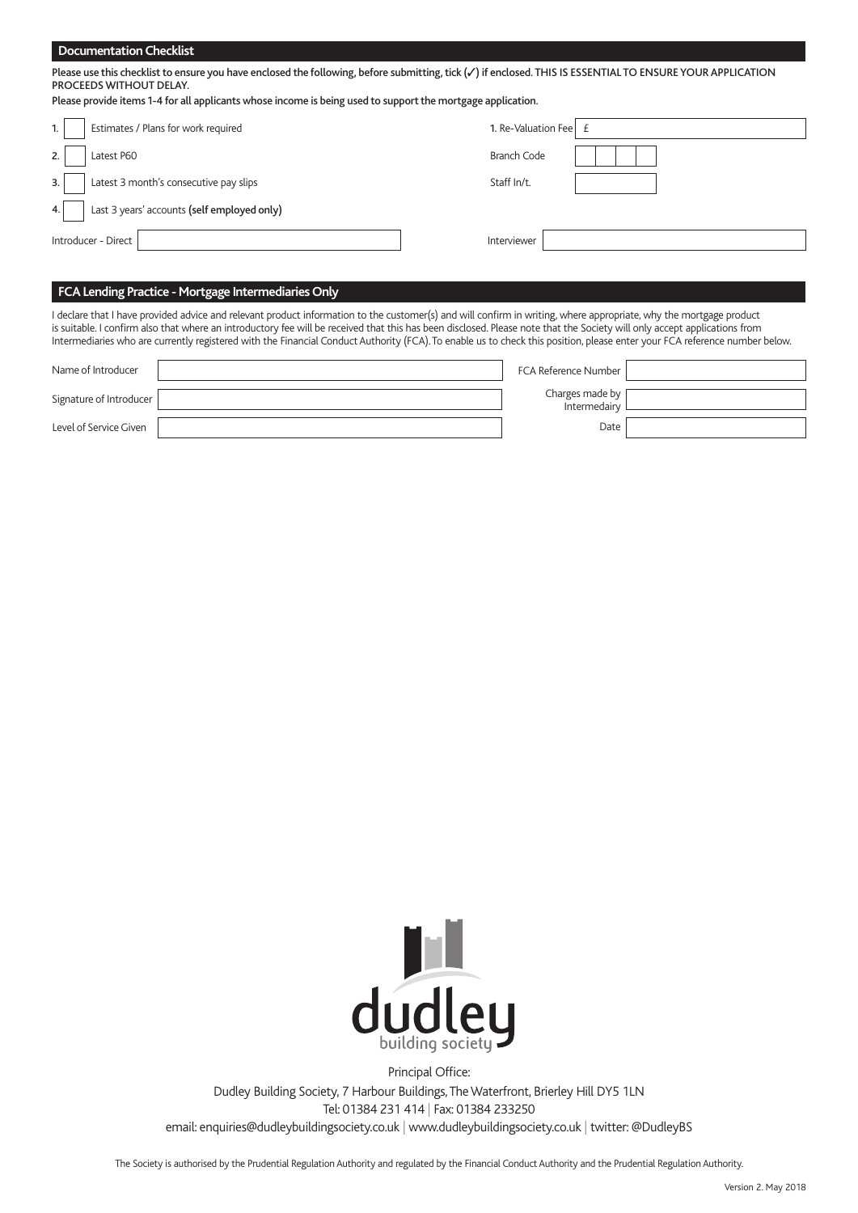## Documentation Checklist

**Please use this checklist to ensure you have enclosed the following, before submitting, tick (✓) if enclosed. THIS IS ESSENTIAL TO ENSURE YOUR APPLICATION PROCEEDS WITHOUT DELAY.**

**Please provide items 1-4 for all applicants whose income is being used to support the mortgage application.**

1. ☐ Estimates / Plans for work required
2. ☐ Latest P60
3. ☐ Latest 3 month's consecutive pay slips
4. ☐ Last 3 years' accounts **(self employed only)**

| | | | |
|---|---|---|---|
| Introducer - Direct | | 1. Re-Valuation Fee | £ |
| | | Branch Code | |
| | | Staff In/t. | |
| | | Interviewer | |

## FCA Lending Practice - Mortgage Intermediaries Only

I declare that I have provided advice and relevant product information to the customer(s) and will confirm in writing, where appropriate, why the mortgage product is suitable. I confirm also that where an introductory fee will be received that this has been disclosed. Please note that the Society will only accept applications from Intermediaries who are currently registered with the Financial Conduct Authority (FCA). To enable us to check this position, please enter your FCA reference number below.

| | | | |
|---|---|---|---|
| Name of Introducer | | FCA Reference Number | |
| Signature of Introducer | | Charges made by Intermedairy | |
| Level of Service Given | | Date | |

dudley building society

Principal Office:
Dudley Building Society, 7 Harbour Buildings, The Waterfront, Brierley Hill DY5 1LN
Tel: 01384 231 414 | Fax: 01384 233250
email: enquiries@dudleybuildingsociety.co.uk | www.dudleybuildingsociety.co.uk | twitter: @DudleyBS

The Society is authorised by the Prudential Regulation Authority and regulated by the Financial Conduct Authority and the Prudential Regulation Authority.

Version 2. May 2018